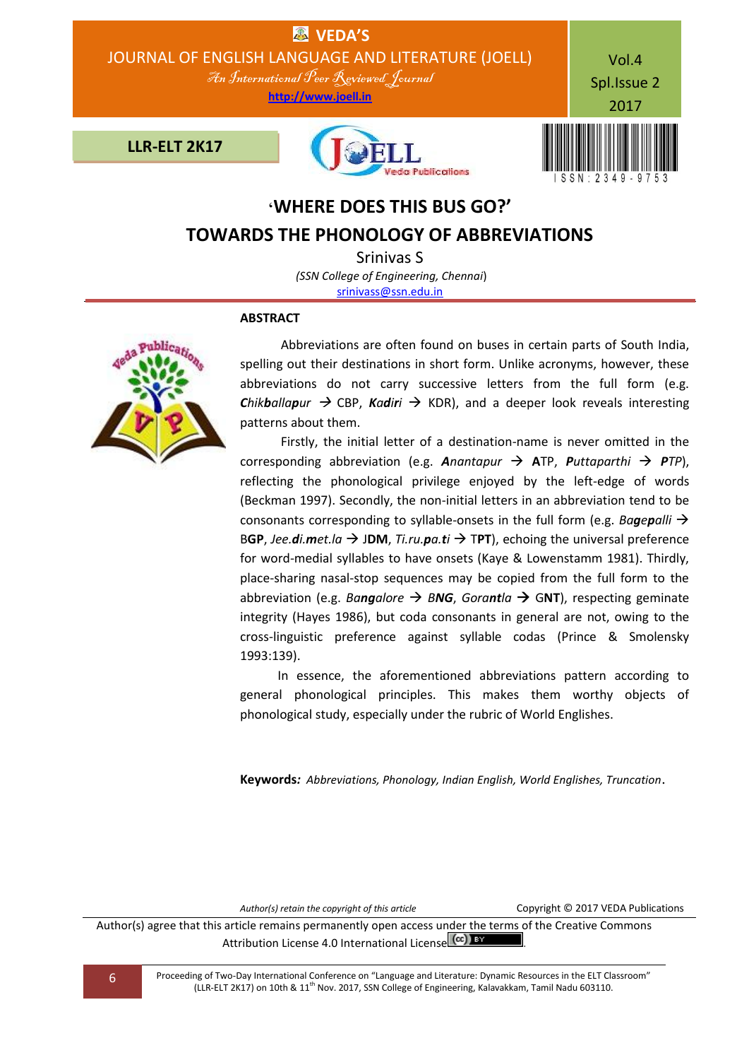# 'WHERE DOES THIS BUS GO?'

# TOWARDS THE PHONOLOGY OF ABBREVIATIONS

Srinivas S

*(SSN College of Engineering, Chennai)*

srinivass@ssn.edu.in

## ABSTRACT

Abbreviations are often found on buses in certain parts of South India, spelling out their destinations in short form. Unlike acronyms, however, these abbreviations do not carry successive letters from the full form (e.g. ***C****hik****b****alla****p****ur* → CBP, ***K****a****d****i****r****i* → KDR), and a deeper look reveals interesting patterns about them.

Firstly, the initial letter of a destination-name is never omitted in the corresponding abbreviation (e.g. ***A****nantapur* → **A**TP, ***P****uttaparthi* → ***P****TP*), reflecting the phonological privilege enjoyed by the left-edge of words (Beckman 1997). Secondly, the non-initial letters in an abbreviation tend to be consonants corresponding to syllable-onsets in the full form (e.g. *Ba****g****e****p****alli* → B**GP**, *Jee.****d****i.****m****et.la* → J**DM**, *Ti.ru.****p****a.****t****i* → T**PT**), echoing the universal preference for word-medial syllables to have onsets (Kaye & Lowenstamm 1981). Thirdly, place-sharing nasal-stop sequences may be copied from the full form to the abbreviation (e.g. *Ba****ng****alore* → ***BNG***, *Gora****nt****la* → G**NT**), respecting geminate integrity (Hayes 1986), but coda consonants in general are not, owing to the cross-linguistic preference against syllable codas (Prince & Smolensky 1993:139).

In essence, the aforementioned abbreviations pattern according to general phonological principles. This makes them worthy objects of phonological study, especially under the rubric of World Englishes.

**Keywords***:* *Abbreviations, Phonology, Indian English, World Englishes, Truncation*.

*Author(s) retain the copyright of this article* Copyright © 2017 VEDA Publications

Author(s) agree that this article remains permanently open access under the terms of the Creative Commons Attribution License 4.0 International License.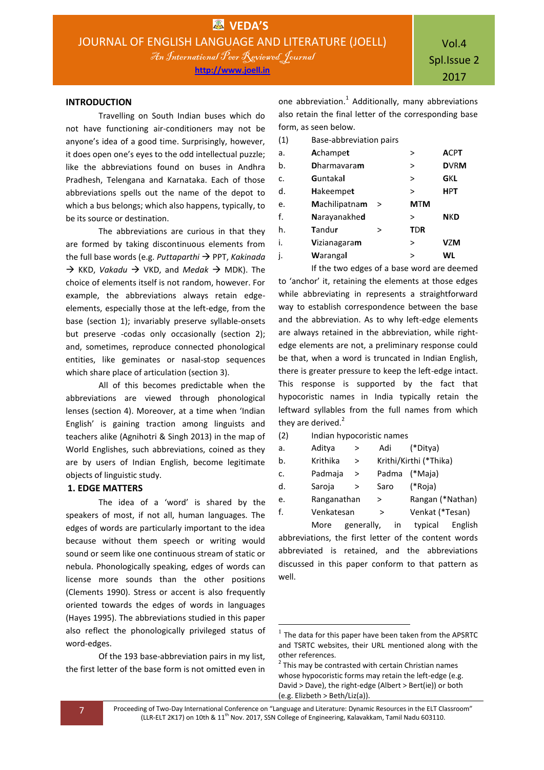## INTRODUCTION

Travelling on South Indian buses which do not have functioning air-conditioners may not be anyone's idea of a good time. Surprisingly, however, it does open one's eyes to the odd intellectual puzzle; like the abbreviations found on buses in Andhra Pradhesh, Telengana and Karnataka. Each of those abbreviations spells out the name of the depot to which a bus belongs; which also happens, typically, to be its source or destination.

The abbreviations are curious in that they are formed by taking discontinuous elements from the full base words (e.g. *Puttaparthi* → PPT, *Kakinada* → KKD, *Vakadu* → VKD, and *Medak* → MDK). The choice of elements itself is not random, however. For example, the abbreviations always retain edge-elements, especially those at the left-edge, from the base (section 1); invariably preserve syllable-onsets but preserve -codas only occasionally (section 2); and, sometimes, reproduce connected phonological entities, like geminates or nasal-stop sequences which share place of articulation (section 3).

All of this becomes predictable when the abbreviations are viewed through phonological lenses (section 4). Moreover, at a time when 'Indian English' is gaining traction among linguists and teachers alike (Agnihotri & Singh 2013) in the map of World Englishes, such abbreviations, coined as they are by users of Indian English, become legitimate objects of linguistic study.

## 1. EDGE MATTERS

The idea of a 'word' is shared by the speakers of most, if not all, human languages. The edges of words are particularly important to the idea because without them speech or writing would sound or seem like one continuous stream of static or nebula. Phonologically speaking, edges of words can license more sounds than the other positions (Clements 1990). Stress or accent is also frequently oriented towards the edges of words in languages (Hayes 1995). The abbreviations studied in this paper also reflect the phonologically privileged status of word-edges.

Of the 193 base-abbreviation pairs in my list, the first letter of the base form is not omitted even in one abbreviation.[1] Additionally, many abbreviations also retain the final letter of the corresponding base form, as seen below.

(1) Base-abbreviation pairs

| | | | |
|---|---|---|---|
| a. | **A**champe**t** | > | **ACPT** |
| b. | **D**harmavara**m** | > | **DVRM** |
| c. | **G**untaka**l** | > | **GKL** |
| d. | **H**akeempe**t** | > | **HPT** |
| e. | **M**achilipatna**m** | > | **MTM** |
| f. | **N**arayanakhe**d** | > | **NKD** |
| h. | **T**andu**r** | > | **TDR** |
| i. | **V**izianagara**m** | > | **VZM** |
| j. | **W**aranga**l** | > | **WL** |

If the two edges of a base word are deemed to 'anchor' it, retaining the elements at those edges while abbreviating in represents a straightforward way to establish correspondence between the base and the abbreviation. As to why left-edge elements are always retained in the abbreviation, while right-edge elements are not, a preliminary response could be that, when a word is truncated in Indian English, there is greater pressure to keep the left-edge intact. This response is supported by the fact that hypocoristic names in India typically retain the leftward syllables from the full names from which they are derived.[2]

(2) Indian hypocoristic names

| | | | | |
|---|---|---|---|---|
| a. | Aditya | > | Adi | (*Ditya) |
| b. | Krithika | > | Krithi/Kirthi | (*Thika) |
| c. | Padmaja | > | Padma | (*Maja) |
| d. | Saroja | > | Saro | (*Roja) |
| e. | Ranganathan | > | Rangan | (*Nathan) |
| f. | Venkatesan | > | Venkat | (*Tesan) |

More generally, in typical English abbreviations, the first letter of the content words abbreviated is retained, and the abbreviations discussed in this paper conform to that pattern as well.

---

[1] The data for this paper have been taken from the APSRTC and TSRTC websites, their URL mentioned along with the other references.

[2] This may be contrasted with certain Christian names whose hypocoristic forms may retain the left-edge (e.g. David > Dave), the right-edge (Albert > Bert(ie)) or both (e.g. Elizbeth > Beth/Liz(a)).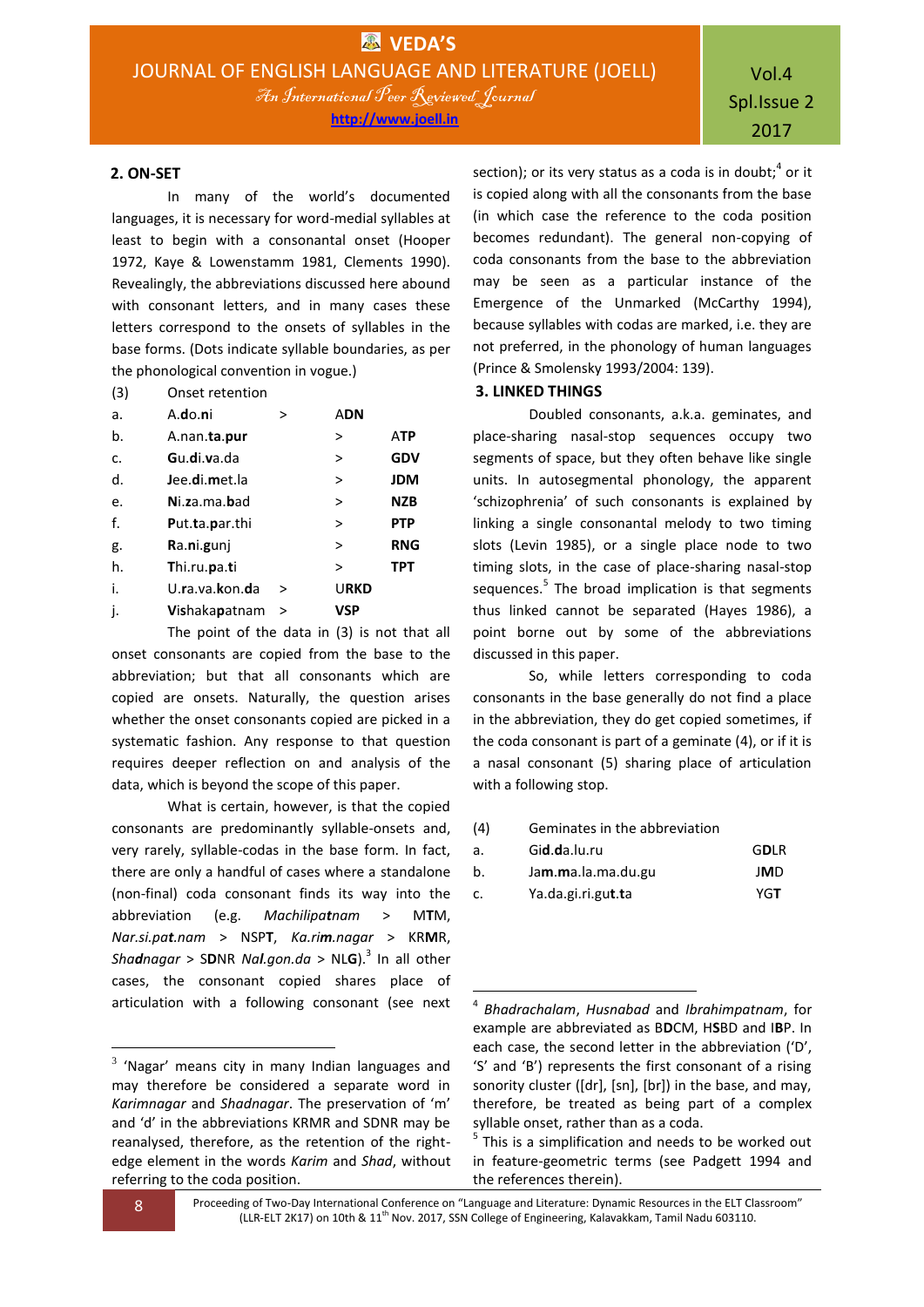## 2. ON-SET

In many of the world's documented languages, it is necessary for word-medial syllables at least to begin with a consonantal onset (Hooper 1972, Kaye & Lowenstamm 1981, Clements 1990). Revealingly, the abbreviations discussed here abound with consonant letters, and in many cases these letters correspond to the onsets of syllables in the base forms. (Dots indicate syllable boundaries, as per the phonological convention in vogue.)

(3) Onset retention

| | | | |
|---|---|---|---|
| a. | A.**d**o.**n**i | > | **ADN** |
| b. | A.nan.**ta**.**pur** | > | **ATP** |
| c. | **G**u.**d**i.**v**a.da | > | **GDV** |
| d. | **J**ee.**d**i.**m**et.la | > | **JDM** |
| e. | **N**i.**z**a.ma.**b**ad | > | **NZB** |
| f. | **P**ut.**t**a.**p**ar.thi | > | **PTP** |
| g. | **R**a.**n**i.**g**unj | > | **RNG** |
| h. | **T**hi.ru.**p**a.**t**i | > | **TPT** |
| i. | U.**r**a.va.**k**on.**d**a | > | **URKD** |
| j. | **V**i**s**hakapatnam | > | **VSP** |

The point of the data in (3) is not that all onset consonants are copied from the base to the abbreviation; but that all consonants which are copied are onsets. Naturally, the question arises whether the onset consonants copied are picked in a systematic fashion. Any response to that question requires deeper reflection on and analysis of the data, which is beyond the scope of this paper.

What is certain, however, is that the copied consonants are predominantly syllable-onsets and, very rarely, syllable-codas in the base form. In fact, there are only a handful of cases where a standalone (non-final) coda consonant finds its way into the abbreviation (e.g. *Machilipa**t**nam* > MTM, *Nar.si.pa**t**.nam* > NSPT, *Ka.ri**m**.nagar* > KRMR, *Sha**d**nagar* > SDNR *Na**l**.gon.da* > NLG).[3] In all other cases, the consonant copied shares place of articulation with a following consonant (see next section); or its very status as a coda is in doubt;[4] or it is copied along with all the consonants from the base (in which case the reference to the coda position becomes redundant). The general non-copying of coda consonants from the base to the abbreviation may be seen as a particular instance of the Emergence of the Unmarked (McCarthy 1994), because syllables with codas are marked, i.e. they are not preferred, in the phonology of human languages (Prince & Smolensky 1993/2004: 139).

## 3. LINKED THINGS

Doubled consonants, a.k.a. geminates, and place-sharing nasal-stop sequences occupy two segments of space, but they often behave like single units. In autosegmental phonology, the apparent 'schizophrenia' of such consonants is explained by linking a single consonantal melody to two timing slots (Levin 1985), or a single place node to two timing slots, in the case of place-sharing nasal-stop sequences.[5] The broad implication is that segments thus linked cannot be separated (Hayes 1986), a point borne out by some of the abbreviations discussed in this paper.

So, while letters corresponding to coda consonants in the base generally do not find a place in the abbreviation, they do get copied sometimes, if the coda consonant is part of a geminate (4), or if it is a nasal consonant (5) sharing place of articulation with a following stop.

(4) Geminates in the abbreviation

| | | |
|---|---|---|
| a. | Gi**d**.**d**a.lu.ru | G**D**LR |
| b. | Ja**m**.**ma**.la.ma.du.gu | J**M**D |
| c. | Ya.da.gi.ri.gu**t**.**t**a | YG**T** |

---

[3] 'Nagar' means city in many Indian languages and may therefore be considered a separate word in *Karimnagar* and *Shadnagar*. The preservation of 'm' and 'd' in the abbreviations KRMR and SDNR may be reanalysed, therefore, as the retention of the right-edge element in the words *Karim* and *Shad*, without referring to the coda position.

[4] *Bhadrachalam*, *Husnabad* and *Ibrahimpatnam*, for example are abbreviated as B**D**CM, H**S**BD and I**B**P. In each case, the second letter in the abbreviation ('D', 'S' and 'B') represents the first consonant of a rising sonority cluster ([dr], [sn], [br]) in the base, and may, therefore, be treated as being part of a complex syllable onset, rather than as a coda.

[5] This is a simplification and needs to be worked out in feature-geometric terms (see Padgett 1994 and the references therein).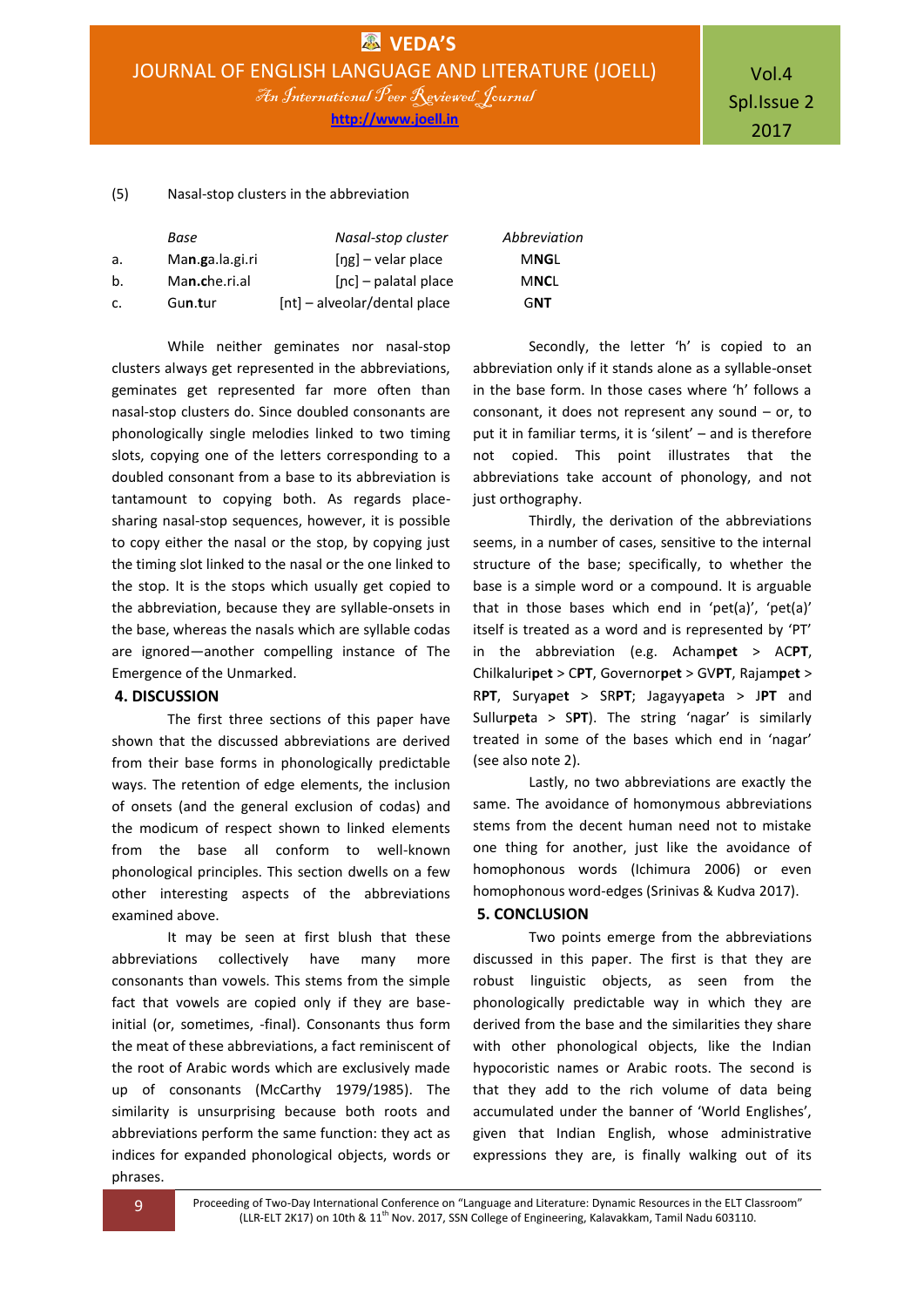(5) Nasal-stop clusters in the abbreviation

| | Base | Nasal-stop cluster | Abbreviation |
|---|---|---|---|
| a. | Ma**n**.**g**a.la.gi.ri | [ŋg] – velar place | M**NG**L |
| b. | Ma**n**.**ch**e.ri.al | [ɲc] – palatal place | M**NC**L |
| c. | Gu**n**.**t**ur | [nt] – alveolar/dental place | G**NT** |

While neither geminates nor nasal-stop clusters always get represented in the abbreviations, geminates get represented far more often than nasal-stop clusters do. Since doubled consonants are phonologically single melodies linked to two timing slots, copying one of the letters corresponding to a doubled consonant from a base to its abbreviation is tantamount to copying both. As regards place-sharing nasal-stop sequences, however, it is possible to copy either the nasal or the stop, by copying just the timing slot linked to the nasal or the one linked to the stop. It is the stops which usually get copied to the abbreviation, because they are syllable-onsets in the base, whereas the nasals which are syllable codas are ignored—another compelling instance of The Emergence of the Unmarked.

## 4. DISCUSSION

The first three sections of this paper have shown that the discussed abbreviations are derived from their base forms in phonologically predictable ways. The retention of edge elements, the inclusion of onsets (and the general exclusion of codas) and the modicum of respect shown to linked elements from the base all conform to well-known phonological principles. This section dwells on a few other interesting aspects of the abbreviations examined above.

It may be seen at first blush that these abbreviations collectively have many more consonants than vowels. This stems from the simple fact that vowels are copied only if they are base-initial (or, sometimes, -final). Consonants thus form the meat of these abbreviations, a fact reminiscent of the root of Arabic words which are exclusively made up of consonants (McCarthy 1979/1985). The similarity is unsurprising because both roots and abbreviations perform the same function: they act as indices for expanded phonological objects, words or phrases.

Secondly, the letter 'h' is copied to an abbreviation only if it stands alone as a syllable-onset in the base form. In those cases where 'h' follows a consonant, it does not represent any sound – or, to put it in familiar terms, it is 'silent' – and is therefore not copied. This point illustrates that the abbreviations take account of phonology, and not just orthography.

Thirdly, the derivation of the abbreviations seems, in a number of cases, sensitive to the internal structure of the base; specifically, to whether the base is a simple word or a compound. It is arguable that in those bases which end in 'pet(a)', 'pet(a)' itself is treated as a word and is represented by 'PT' in the abbreviation (e.g. Acham**pet** > AC**PT**, Chilkaluri**pet** > C**PT**, Governor**pet** > GV**PT**, Rajam**pet** > R**PT**, Surya**pet** > SR**PT**; Jagayya**peta** > J**PT** and Sullur**peta** > S**PT**). The string 'nagar' is similarly treated in some of the bases which end in 'nagar' (see also note 2).

Lastly, no two abbreviations are exactly the same. The avoidance of homonymous abbreviations stems from the decent human need not to mistake one thing for another, just like the avoidance of homophonous words (Ichimura 2006) or even homophonous word-edges (Srinivas & Kudva 2017).

## 5. CONCLUSION

Two points emerge from the abbreviations discussed in this paper. The first is that they are robust linguistic objects, as seen from the phonologically predictable way in which they are derived from the base and the similarities they share with other phonological objects, like the Indian hypocoristic names or Arabic roots. The second is that they add to the rich volume of data being accumulated under the banner of 'World Englishes', given that Indian English, whose administrative expressions they are, is finally walking out of its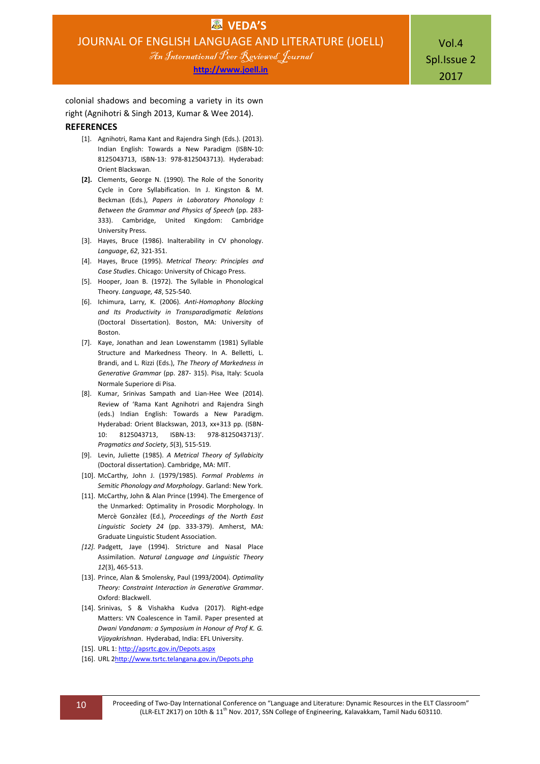colonial shadows and becoming a variety in its own right (Agnihotri & Singh 2013, Kumar & Wee 2014).

**REFERENCES**

[1]. Agnihotri, Rama Kant and Rajendra Singh (Eds.). (2013). Indian English: Towards a New Paradigm (ISBN-10: 8125043713, ISBN-13: 978-8125043713). Hyderabad: Orient Blackswan.

**[2].** Clements, George N. (1990). The Role of the Sonority Cycle in Core Syllabification. In J. Kingston & M. Beckman (Eds.), *Papers in Laboratory Phonology I: Between the Grammar and Physics of Speech* (pp. 283-333). Cambridge, United Kingdom: Cambridge University Press.

[3]. Hayes, Bruce (1986). Inalterability in CV phonology. *Language*, *62*, 321-351.

[4]. Hayes, Bruce (1995). *Metrical Theory: Principles and Case Studies*. Chicago: University of Chicago Press.

[5]. Hooper, Joan B. (1972). The Syllable in Phonological Theory. *Language, 48*, 525-540.

[6]. Ichimura, Larry, K. (2006). *Anti-Homophony Blocking and Its Productivity in Transparadigmatic Relations* (Doctoral Dissertation). Boston, MA: University of Boston.

[7]. Kaye, Jonathan and Jean Lowenstamm (1981) Syllable Structure and Markedness Theory. In A. Belletti, L. Brandi, and L. Rizzi (Eds.), *The Theory of Markedness in Generative Grammar* (pp. 287- 315). Pisa, Italy: Scuola Normale Superiore di Pisa.

[8]. Kumar, Srinivas Sampath and Lian-Hee Wee (2014). Review of 'Rama Kant Agnihotri and Rajendra Singh (eds.) Indian English: Towards a New Paradigm. Hyderabad: Orient Blackswan, 2013, xx+313 pp. (ISBN-10: 8125043713, ISBN-13: 978-8125043713)'. *Pragmatics and Society*, *5*(3), 515-519.

[9]. Levin, Juliette (1985). *A Metrical Theory of Syllabicity* (Doctoral dissertation). Cambridge, MA: MIT.

[10]. McCarthy, John J. (1979/1985). *Formal Problems in Semitic Phonology and Morphology*. Garland: New York.

[11]. McCarthy, John & Alan Prince (1994). The Emergence of the Unmarked: Optimality in Prosodic Morphology. In Mercè Gonzàlez (Ed.), *Proceedings of the North East Linguistic Society 24* (pp. 333-379). Amherst, MA: Graduate Linguistic Student Association.

*[12].* Padgett, Jaye (1994). Stricture and Nasal Place Assimilation. *Natural Language and Linguistic Theory 12*(3), 465-513.

[13]. Prince, Alan & Smolensky, Paul (1993/2004). *Optimality Theory: Constraint Interaction in Generative Grammar*. Oxford: Blackwell.

[14]. Srinivas, S & Vishakha Kudva (2017). Right-edge Matters: VN Coalescence in Tamil. Paper presented at *Dwani Vandanam: a Symposium in Honour of Prof K. G. Vijayakrishnan*. Hyderabad, India: EFL University.

[15]. URL 1: http://apsrtc.gov.in/Depots.aspx

[16]. URL 2http://www.tsrtc.telangana.gov.in/Depots.php